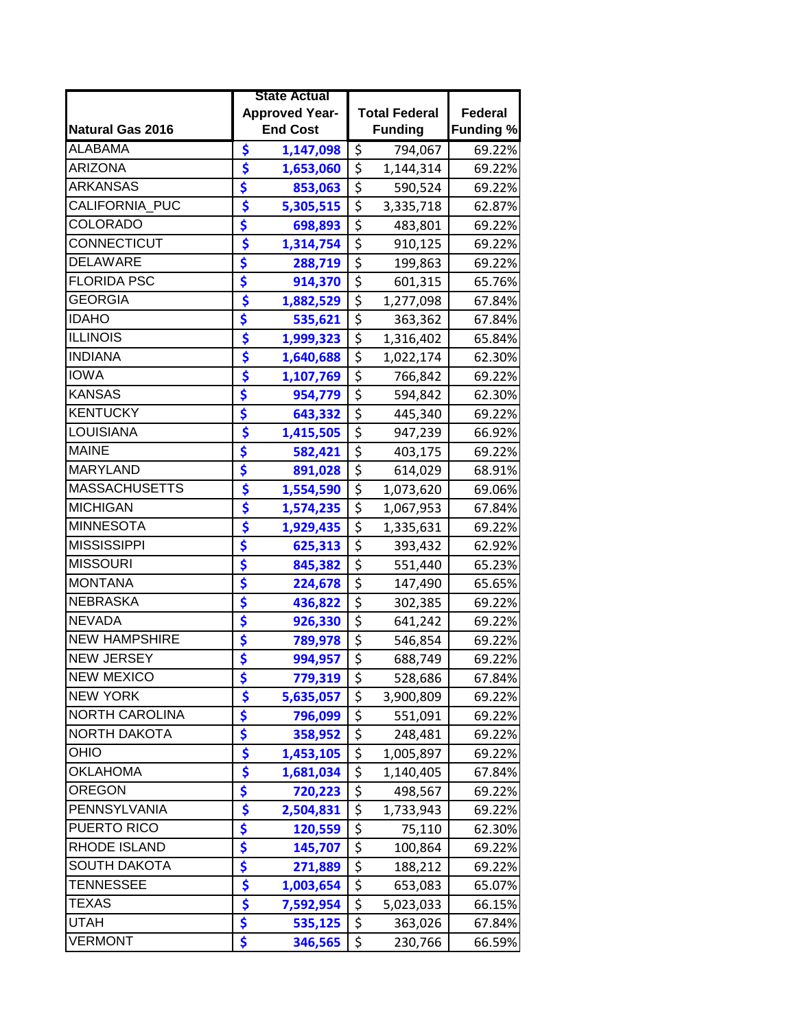| Natural Gas 2016 | State Actual Approved Year-End Cost | Total Federal Funding | Federal Funding % |
|---|---|---|---|
| ALABAMA | $ 1,147,098 | $ 794,067 | 69.22% |
| ARIZONA | $ 1,653,060 | $ 1,144,314 | 69.22% |
| ARKANSAS | $ 853,063 | $ 590,524 | 69.22% |
| CALIFORNIA_PUC | $ 5,305,515 | $ 3,335,718 | 62.87% |
| COLORADO | $ 698,893 | $ 483,801 | 69.22% |
| CONNECTICUT | $ 1,314,754 | $ 910,125 | 69.22% |
| DELAWARE | $ 288,719 | $ 199,863 | 69.22% |
| FLORIDA PSC | $ 914,370 | $ 601,315 | 65.76% |
| GEORGIA | $ 1,882,529 | $ 1,277,098 | 67.84% |
| IDAHO | $ 535,621 | $ 363,362 | 67.84% |
| ILLINOIS | $ 1,999,323 | $ 1,316,402 | 65.84% |
| INDIANA | $ 1,640,688 | $ 1,022,174 | 62.30% |
| IOWA | $ 1,107,769 | $ 766,842 | 69.22% |
| KANSAS | $ 954,779 | $ 594,842 | 62.30% |
| KENTUCKY | $ 643,332 | $ 445,340 | 69.22% |
| LOUISIANA | $ 1,415,505 | $ 947,239 | 66.92% |
| MAINE | $ 582,421 | $ 403,175 | 69.22% |
| MARYLAND | $ 891,028 | $ 614,029 | 68.91% |
| MASSACHUSETTS | $ 1,554,590 | $ 1,073,620 | 69.06% |
| MICHIGAN | $ 1,574,235 | $ 1,067,953 | 67.84% |
| MINNESOTA | $ 1,929,435 | $ 1,335,631 | 69.22% |
| MISSISSIPPI | $ 625,313 | $ 393,432 | 62.92% |
| MISSOURI | $ 845,382 | $ 551,440 | 65.23% |
| MONTANA | $ 224,678 | $ 147,490 | 65.65% |
| NEBRASKA | $ 436,822 | $ 302,385 | 69.22% |
| NEVADA | $ 926,330 | $ 641,242 | 69.22% |
| NEW HAMPSHIRE | $ 789,978 | $ 546,854 | 69.22% |
| NEW JERSEY | $ 994,957 | $ 688,749 | 69.22% |
| NEW MEXICO | $ 779,319 | $ 528,686 | 67.84% |
| NEW YORK | $ 5,635,057 | $ 3,900,809 | 69.22% |
| NORTH CAROLINA | $ 796,099 | $ 551,091 | 69.22% |
| NORTH DAKOTA | $ 358,952 | $ 248,481 | 69.22% |
| OHIO | $ 1,453,105 | $ 1,005,897 | 69.22% |
| OKLAHOMA | $ 1,681,034 | $ 1,140,405 | 67.84% |
| OREGON | $ 720,223 | $ 498,567 | 69.22% |
| PENNSYLVANIA | $ 2,504,831 | $ 1,733,943 | 69.22% |
| PUERTO RICO | $ 120,559 | $ 75,110 | 62.30% |
| RHODE ISLAND | $ 145,707 | $ 100,864 | 69.22% |
| SOUTH DAKOTA | $ 271,889 | $ 188,212 | 69.22% |
| TENNESSEE | $ 1,003,654 | $ 653,083 | 65.07% |
| TEXAS | $ 7,592,954 | $ 5,023,033 | 66.15% |
| UTAH | $ 535,125 | $ 363,026 | 67.84% |
| VERMONT | $ 346,565 | $ 230,766 | 66.59% |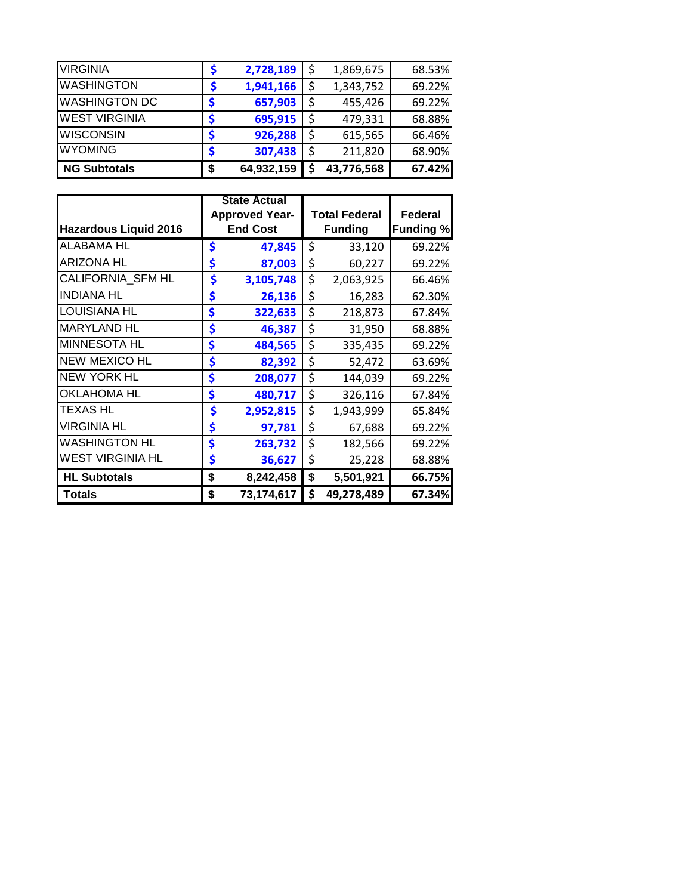| | | | |
|---|---|---|---|
| VIRGINIA | $ 2,728,189 | $ 1,869,675 | 68.53% |
| WASHINGTON | $ 1,941,166 | $ 1,343,752 | 69.22% |
| WASHINGTON DC | $ 657,903 | $ 455,426 | 69.22% |
| WEST VIRGINIA | $ 695,915 | $ 479,331 | 68.88% |
| WISCONSIN | $ 926,288 | $ 615,565 | 66.46% |
| WYOMING | $ 307,438 | $ 211,820 | 68.90% |
| **NG Subtotals** | **$ 64,932,159** | **$ 43,776,568** | **67.42%** |

| **Hazardous Liquid 2016** | **State Actual Approved Year-End Cost** | **Total Federal Funding** | **Federal Funding %** |
|---|---|---|---|
| ALABAMA HL | $ 47,845 | $ 33,120 | 69.22% |
| ARIZONA HL | $ 87,003 | $ 60,227 | 69.22% |
| CALIFORNIA_SFM HL | $ 3,105,748 | $ 2,063,925 | 66.46% |
| INDIANA HL | $ 26,136 | $ 16,283 | 62.30% |
| LOUISIANA HL | $ 322,633 | $ 218,873 | 67.84% |
| MARYLAND HL | $ 46,387 | $ 31,950 | 68.88% |
| MINNESOTA HL | $ 484,565 | $ 335,435 | 69.22% |
| NEW MEXICO HL | $ 82,392 | $ 52,472 | 63.69% |
| NEW YORK HL | $ 208,077 | $ 144,039 | 69.22% |
| OKLAHOMA HL | $ 480,717 | $ 326,116 | 67.84% |
| TEXAS HL | $ 2,952,815 | $ 1,943,999 | 65.84% |
| VIRGINIA HL | $ 97,781 | $ 67,688 | 69.22% |
| WASHINGTON HL | $ 263,732 | $ 182,566 | 69.22% |
| WEST VIRGINIA HL | $ 36,627 | $ 25,228 | 68.88% |
| **HL Subtotals** | **$ 8,242,458** | **$ 5,501,921** | **66.75%** |
| **Totals** | **$ 73,174,617** | **$ 49,278,489** | **67.34%** |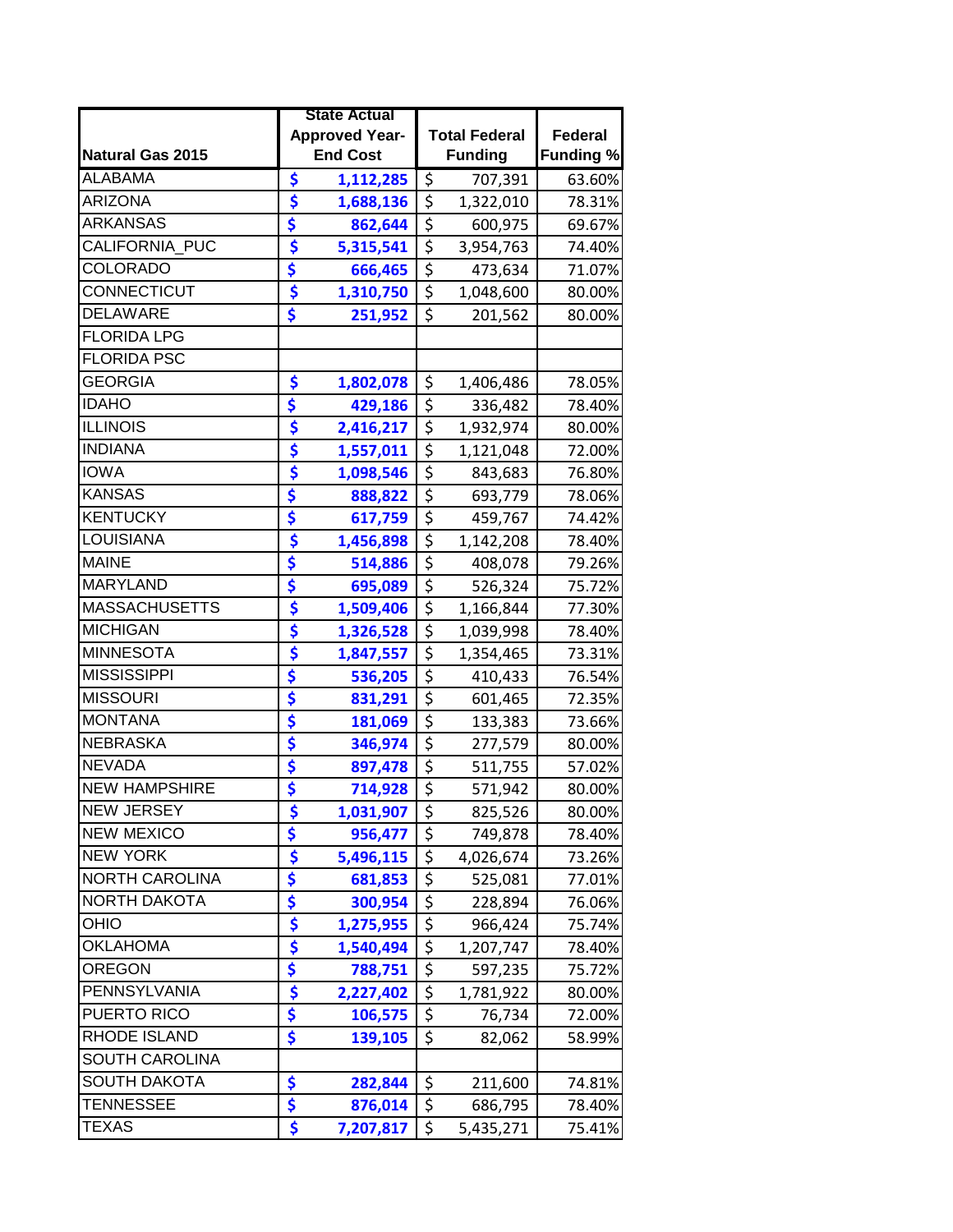| Natural Gas 2015 | State Actual Approved Year-End Cost | Total Federal Funding | Federal Funding % |
|---|---|---|---|
| ALABAMA | $ 1,112,285 | $ 707,391 | 63.60% |
| ARIZONA | $ 1,688,136 | $ 1,322,010 | 78.31% |
| ARKANSAS | $ 862,644 | $ 600,975 | 69.67% |
| CALIFORNIA_PUC | $ 5,315,541 | $ 3,954,763 | 74.40% |
| COLORADO | $ 666,465 | $ 473,634 | 71.07% |
| CONNECTICUT | $ 1,310,750 | $ 1,048,600 | 80.00% |
| DELAWARE | $ 251,952 | $ 201,562 | 80.00% |
| FLORIDA LPG | | | |
| FLORIDA PSC | | | |
| GEORGIA | $ 1,802,078 | $ 1,406,486 | 78.05% |
| IDAHO | $ 429,186 | $ 336,482 | 78.40% |
| ILLINOIS | $ 2,416,217 | $ 1,932,974 | 80.00% |
| INDIANA | $ 1,557,011 | $ 1,121,048 | 72.00% |
| IOWA | $ 1,098,546 | $ 843,683 | 76.80% |
| KANSAS | $ 888,822 | $ 693,779 | 78.06% |
| KENTUCKY | $ 617,759 | $ 459,767 | 74.42% |
| LOUISIANA | $ 1,456,898 | $ 1,142,208 | 78.40% |
| MAINE | $ 514,886 | $ 408,078 | 79.26% |
| MARYLAND | $ 695,089 | $ 526,324 | 75.72% |
| MASSACHUSETTS | $ 1,509,406 | $ 1,166,844 | 77.30% |
| MICHIGAN | $ 1,326,528 | $ 1,039,998 | 78.40% |
| MINNESOTA | $ 1,847,557 | $ 1,354,465 | 73.31% |
| MISSISSIPPI | $ 536,205 | $ 410,433 | 76.54% |
| MISSOURI | $ 831,291 | $ 601,465 | 72.35% |
| MONTANA | $ 181,069 | $ 133,383 | 73.66% |
| NEBRASKA | $ 346,974 | $ 277,579 | 80.00% |
| NEVADA | $ 897,478 | $ 511,755 | 57.02% |
| NEW HAMPSHIRE | $ 714,928 | $ 571,942 | 80.00% |
| NEW JERSEY | $ 1,031,907 | $ 825,526 | 80.00% |
| NEW MEXICO | $ 956,477 | $ 749,878 | 78.40% |
| NEW YORK | $ 5,496,115 | $ 4,026,674 | 73.26% |
| NORTH CAROLINA | $ 681,853 | $ 525,081 | 77.01% |
| NORTH DAKOTA | $ 300,954 | $ 228,894 | 76.06% |
| OHIO | $ 1,275,955 | $ 966,424 | 75.74% |
| OKLAHOMA | $ 1,540,494 | $ 1,207,747 | 78.40% |
| OREGON | $ 788,751 | $ 597,235 | 75.72% |
| PENNSYLVANIA | $ 2,227,402 | $ 1,781,922 | 80.00% |
| PUERTO RICO | $ 106,575 | $ 76,734 | 72.00% |
| RHODE ISLAND | $ 139,105 | $ 82,062 | 58.99% |
| SOUTH CAROLINA | | | |
| SOUTH DAKOTA | $ 282,844 | $ 211,600 | 74.81% |
| TENNESSEE | $ 876,014 | $ 686,795 | 78.40% |
| TEXAS | $ 7,207,817 | $ 5,435,271 | 75.41% |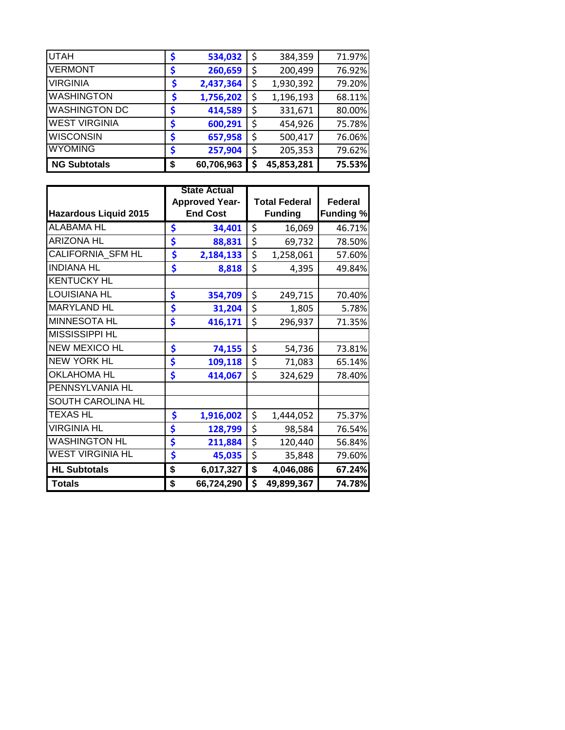| | | | |
|---|---|---|---|
| UTAH | $ 534,032 | $ 384,359 | 71.97% |
| VERMONT | $ 260,659 | $ 200,499 | 76.92% |
| VIRGINIA | $ 2,437,364 | $ 1,930,392 | 79.20% |
| WASHINGTON | $ 1,756,202 | $ 1,196,193 | 68.11% |
| WASHINGTON DC | $ 414,589 | $ 331,671 | 80.00% |
| WEST VIRGINIA | $ 600,291 | $ 454,926 | 75.78% |
| WISCONSIN | $ 657,958 | $ 500,417 | 76.06% |
| WYOMING | $ 257,904 | $ 205,353 | 79.62% |
| **NG Subtotals** | **$ 60,706,963** | **$ 45,853,281** | **75.53%** |

| Hazardous Liquid 2015 | State Actual Approved Year-End Cost | Total Federal Funding | Federal Funding % |
|---|---|---|---|
| ALABAMA HL | $ 34,401 | $ 16,069 | 46.71% |
| ARIZONA HL | $ 88,831 | $ 69,732 | 78.50% |
| CALIFORNIA_SFM HL | $ 2,184,133 | $ 1,258,061 | 57.60% |
| INDIANA HL | $ 8,818 | $ 4,395 | 49.84% |
| KENTUCKY HL | | | |
| LOUISIANA HL | $ 354,709 | $ 249,715 | 70.40% |
| MARYLAND HL | $ 31,204 | $ 1,805 | 5.78% |
| MINNESOTA HL | $ 416,171 | $ 296,937 | 71.35% |
| MISSISSIPPI HL | | | |
| NEW MEXICO HL | $ 74,155 | $ 54,736 | 73.81% |
| NEW YORK HL | $ 109,118 | $ 71,083 | 65.14% |
| OKLAHOMA HL | $ 414,067 | $ 324,629 | 78.40% |
| PENNSYLVANIA HL | | | |
| SOUTH CAROLINA HL | | | |
| TEXAS HL | $ 1,916,002 | $ 1,444,052 | 75.37% |
| VIRGINIA HL | $ 128,799 | $ 98,584 | 76.54% |
| WASHINGTON HL | $ 211,884 | $ 120,440 | 56.84% |
| WEST VIRGINIA HL | $ 45,035 | $ 35,848 | 79.60% |
| **HL Subtotals** | **$ 6,017,327** | **$ 4,046,086** | **67.24%** |
| **Totals** | **$ 66,724,290** | **$ 49,899,367** | **74.78%** |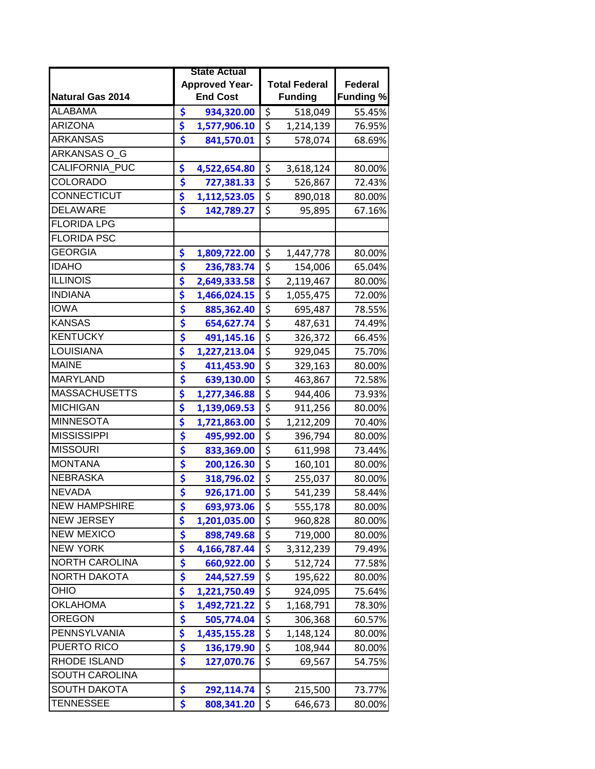| Natural Gas 2014 | State Actual Approved Year-End Cost | Total Federal Funding | Federal Funding % |
|---|---|---|---|
| ALABAMA | $ 934,320.00 | $ 518,049 | 55.45% |
| ARIZONA | $ 1,577,906.10 | $ 1,214,139 | 76.95% |
| ARKANSAS | $ 841,570.01 | $ 578,074 | 68.69% |
| ARKANSAS O_G | | | |
| CALIFORNIA_PUC | $ 4,522,654.80 | $ 3,618,124 | 80.00% |
| COLORADO | $ 727,381.33 | $ 526,867 | 72.43% |
| CONNECTICUT | $ 1,112,523.05 | $ 890,018 | 80.00% |
| DELAWARE | $ 142,789.27 | $ 95,895 | 67.16% |
| FLORIDA LPG | | | |
| FLORIDA PSC | | | |
| GEORGIA | $ 1,809,722.00 | $ 1,447,778 | 80.00% |
| IDAHO | $ 236,783.74 | $ 154,006 | 65.04% |
| ILLINOIS | $ 2,649,333.58 | $ 2,119,467 | 80.00% |
| INDIANA | $ 1,466,024.15 | $ 1,055,475 | 72.00% |
| IOWA | $ 885,362.40 | $ 695,487 | 78.55% |
| KANSAS | $ 654,627.74 | $ 487,631 | 74.49% |
| KENTUCKY | $ 491,145.16 | $ 326,372 | 66.45% |
| LOUISIANA | $ 1,227,213.04 | $ 929,045 | 75.70% |
| MAINE | $ 411,453.90 | $ 329,163 | 80.00% |
| MARYLAND | $ 639,130.00 | $ 463,867 | 72.58% |
| MASSACHUSETTS | $ 1,277,346.88 | $ 944,406 | 73.93% |
| MICHIGAN | $ 1,139,069.53 | $ 911,256 | 80.00% |
| MINNESOTA | $ 1,721,863.00 | $ 1,212,209 | 70.40% |
| MISSISSIPPI | $ 495,992.00 | $ 396,794 | 80.00% |
| MISSOURI | $ 833,369.00 | $ 611,998 | 73.44% |
| MONTANA | $ 200,126.30 | $ 160,101 | 80.00% |
| NEBRASKA | $ 318,796.02 | $ 255,037 | 80.00% |
| NEVADA | $ 926,171.00 | $ 541,239 | 58.44% |
| NEW HAMPSHIRE | $ 693,973.06 | $ 555,178 | 80.00% |
| NEW JERSEY | $ 1,201,035.00 | $ 960,828 | 80.00% |
| NEW MEXICO | $ 898,749.68 | $ 719,000 | 80.00% |
| NEW YORK | $ 4,166,787.44 | $ 3,312,239 | 79.49% |
| NORTH CAROLINA | $ 660,922.00 | $ 512,724 | 77.58% |
| NORTH DAKOTA | $ 244,527.59 | $ 195,622 | 80.00% |
| OHIO | $ 1,221,750.49 | $ 924,095 | 75.64% |
| OKLAHOMA | $ 1,492,721.22 | $ 1,168,791 | 78.30% |
| OREGON | $ 505,774.04 | $ 306,368 | 60.57% |
| PENNSYLVANIA | $ 1,435,155.28 | $ 1,148,124 | 80.00% |
| PUERTO RICO | $ 136,179.90 | $ 108,944 | 80.00% |
| RHODE ISLAND | $ 127,070.76 | $ 69,567 | 54.75% |
| SOUTH CAROLINA | | | |
| SOUTH DAKOTA | $ 292,114.74 | $ 215,500 | 73.77% |
| TENNESSEE | $ 808,341.20 | $ 646,673 | 80.00% |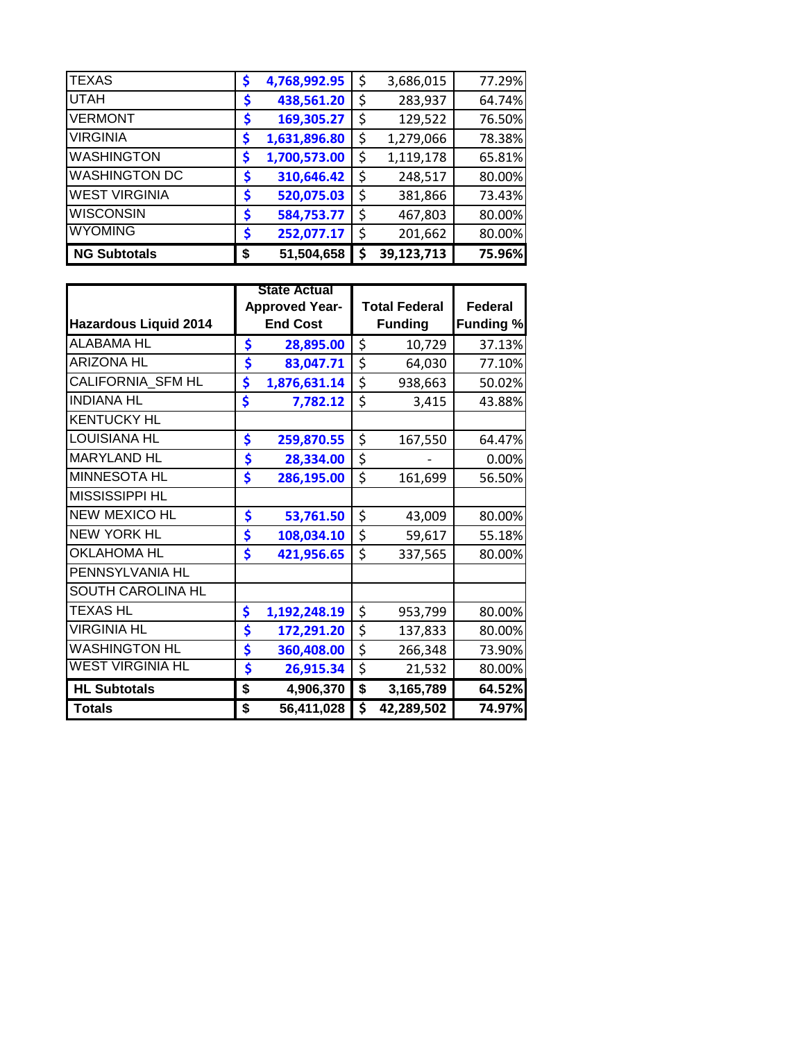| | | | |
|---|---|---|---|
| TEXAS | $ 4,768,992.95 | $ 3,686,015 | 77.29% |
| UTAH | $ 438,561.20 | $ 283,937 | 64.74% |
| VERMONT | $ 169,305.27 | $ 129,522 | 76.50% |
| VIRGINIA | $ 1,631,896.80 | $ 1,279,066 | 78.38% |
| WASHINGTON | $ 1,700,573.00 | $ 1,119,178 | 65.81% |
| WASHINGTON DC | $ 310,646.42 | $ 248,517 | 80.00% |
| WEST VIRGINIA | $ 520,075.03 | $ 381,866 | 73.43% |
| WISCONSIN | $ 584,753.77 | $ 467,803 | 80.00% |
| WYOMING | $ 252,077.17 | $ 201,662 | 80.00% |
| **NG Subtotals** | **$ 51,504,658** | **$ 39,123,713** | **75.96%** |

| Hazardous Liquid 2014 | State Actual Approved Year-End Cost | Total Federal Funding | Federal Funding % |
|---|---|---|---|
| ALABAMA HL | $ 28,895.00 | $ 10,729 | 37.13% |
| ARIZONA HL | $ 83,047.71 | $ 64,030 | 77.10% |
| CALIFORNIA_SFM HL | $ 1,876,631.14 | $ 938,663 | 50.02% |
| INDIANA HL | $ 7,782.12 | $ 3,415 | 43.88% |
| KENTUCKY HL | | | |
| LOUISIANA HL | $ 259,870.55 | $ 167,550 | 64.47% |
| MARYLAND HL | $ 28,334.00 | $ - | 0.00% |
| MINNESOTA HL | $ 286,195.00 | $ 161,699 | 56.50% |
| MISSISSIPPI HL | | | |
| NEW MEXICO HL | $ 53,761.50 | $ 43,009 | 80.00% |
| NEW YORK HL | $ 108,034.10 | $ 59,617 | 55.18% |
| OKLAHOMA HL | $ 421,956.65 | $ 337,565 | 80.00% |
| PENNSYLVANIA HL | | | |
| SOUTH CAROLINA HL | | | |
| TEXAS HL | $ 1,192,248.19 | $ 953,799 | 80.00% |
| VIRGINIA HL | $ 172,291.20 | $ 137,833 | 80.00% |
| WASHINGTON HL | $ 360,408.00 | $ 266,348 | 73.90% |
| WEST VIRGINIA HL | $ 26,915.34 | $ 21,532 | 80.00% |
| **HL Subtotals** | **$ 4,906,370** | **$ 3,165,789** | **64.52%** |
| **Totals** | **$ 56,411,028** | **$ 42,289,502** | **74.97%** |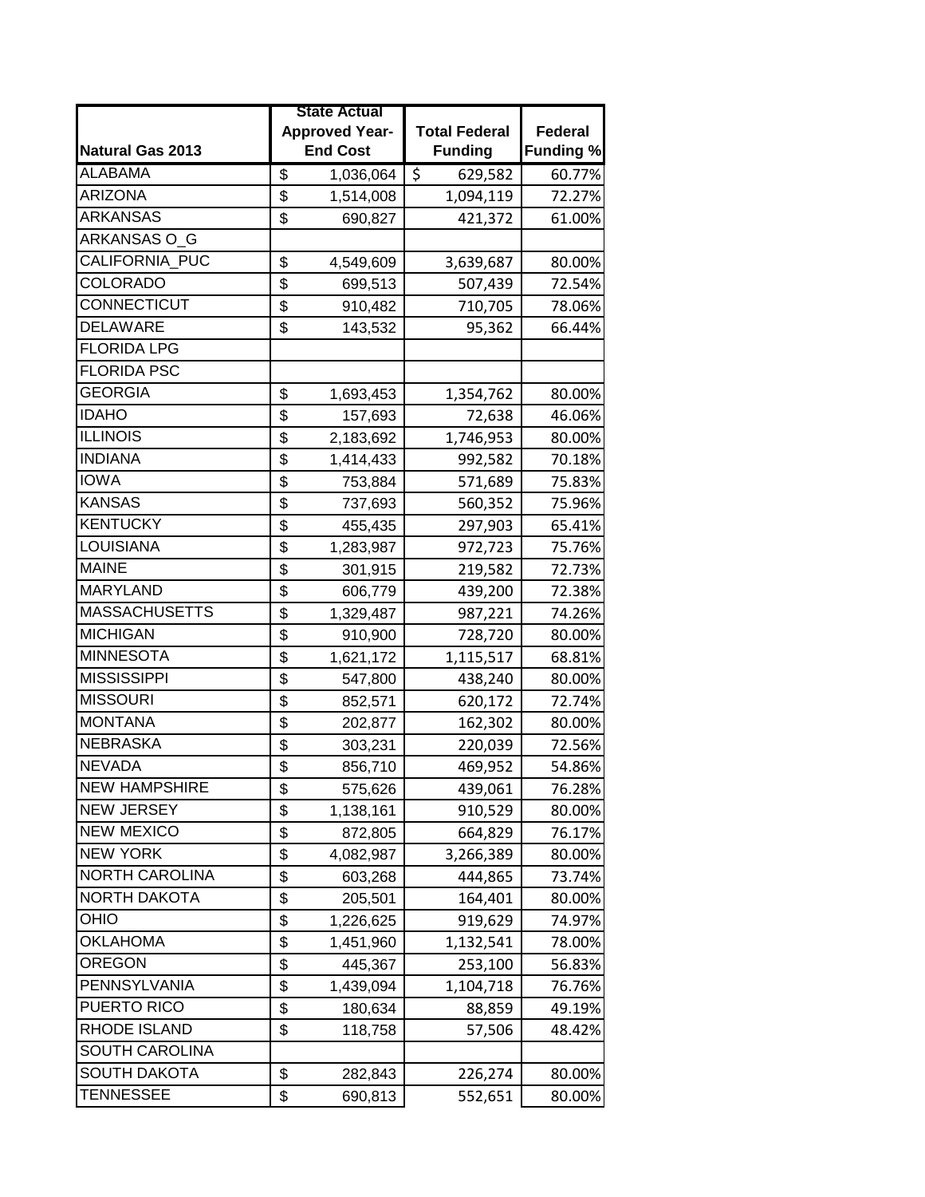| Natural Gas 2013 | State Actual Approved Year-End Cost | Total Federal Funding | Federal Funding % |
|---|---|---|---|
| ALABAMA | $ 1,036,064 | $ 629,582 | 60.77% |
| ARIZONA | $ 1,514,008 | 1,094,119 | 72.27% |
| ARKANSAS | $ 690,827 | 421,372 | 61.00% |
| ARKANSAS O_G | | | |
| CALIFORNIA_PUC | $ 4,549,609 | 3,639,687 | 80.00% |
| COLORADO | $ 699,513 | 507,439 | 72.54% |
| CONNECTICUT | $ 910,482 | 710,705 | 78.06% |
| DELAWARE | $ 143,532 | 95,362 | 66.44% |
| FLORIDA LPG | | | |
| FLORIDA PSC | | | |
| GEORGIA | $ 1,693,453 | 1,354,762 | 80.00% |
| IDAHO | $ 157,693 | 72,638 | 46.06% |
| ILLINOIS | $ 2,183,692 | 1,746,953 | 80.00% |
| INDIANA | $ 1,414,433 | 992,582 | 70.18% |
| IOWA | $ 753,884 | 571,689 | 75.83% |
| KANSAS | $ 737,693 | 560,352 | 75.96% |
| KENTUCKY | $ 455,435 | 297,903 | 65.41% |
| LOUISIANA | $ 1,283,987 | 972,723 | 75.76% |
| MAINE | $ 301,915 | 219,582 | 72.73% |
| MARYLAND | $ 606,779 | 439,200 | 72.38% |
| MASSACHUSETTS | $ 1,329,487 | 987,221 | 74.26% |
| MICHIGAN | $ 910,900 | 728,720 | 80.00% |
| MINNESOTA | $ 1,621,172 | 1,115,517 | 68.81% |
| MISSISSIPPI | $ 547,800 | 438,240 | 80.00% |
| MISSOURI | $ 852,571 | 620,172 | 72.74% |
| MONTANA | $ 202,877 | 162,302 | 80.00% |
| NEBRASKA | $ 303,231 | 220,039 | 72.56% |
| NEVADA | $ 856,710 | 469,952 | 54.86% |
| NEW HAMPSHIRE | $ 575,626 | 439,061 | 76.28% |
| NEW JERSEY | $ 1,138,161 | 910,529 | 80.00% |
| NEW MEXICO | $ 872,805 | 664,829 | 76.17% |
| NEW YORK | $ 4,082,987 | 3,266,389 | 80.00% |
| NORTH CAROLINA | $ 603,268 | 444,865 | 73.74% |
| NORTH DAKOTA | $ 205,501 | 164,401 | 80.00% |
| OHIO | $ 1,226,625 | 919,629 | 74.97% |
| OKLAHOMA | $ 1,451,960 | 1,132,541 | 78.00% |
| OREGON | $ 445,367 | 253,100 | 56.83% |
| PENNSYLVANIA | $ 1,439,094 | 1,104,718 | 76.76% |
| PUERTO RICO | $ 180,634 | 88,859 | 49.19% |
| RHODE ISLAND | $ 118,758 | 57,506 | 48.42% |
| SOUTH CAROLINA | | | |
| SOUTH DAKOTA | $ 282,843 | 226,274 | 80.00% |
| TENNESSEE | $ 690,813 | 552,651 | 80.00% |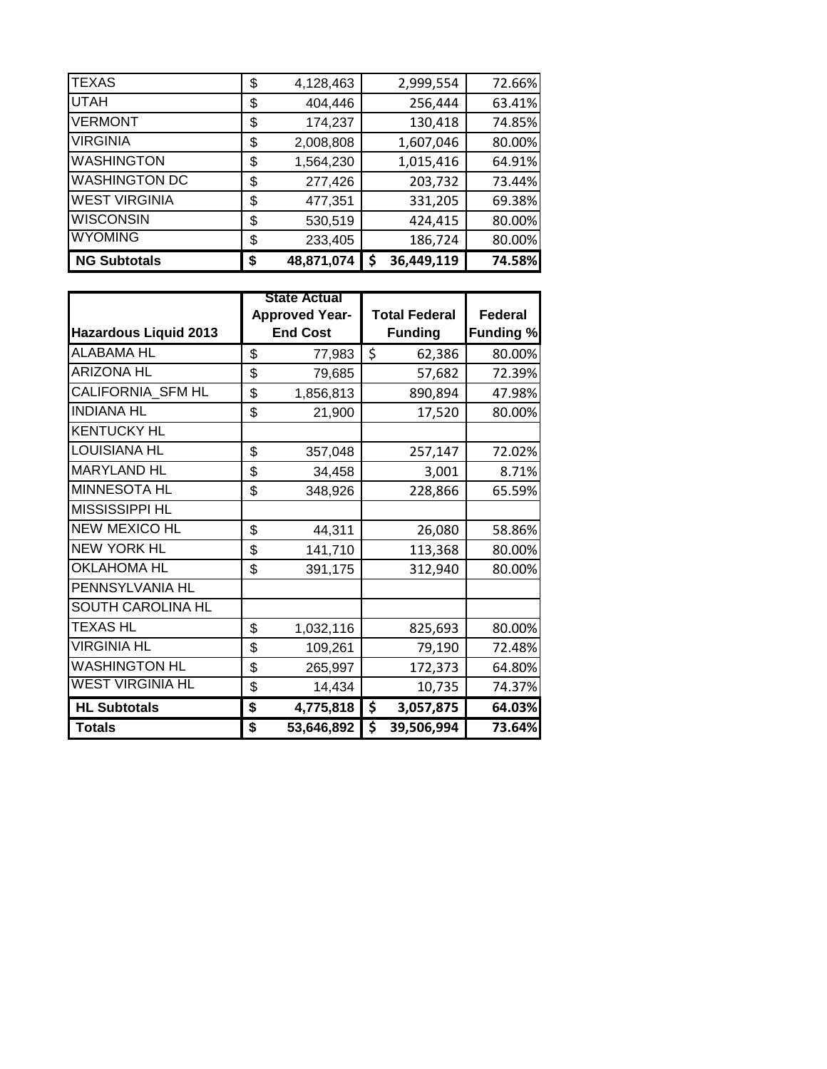| | | | |
|---|---|---|---|
| TEXAS | $ 4,128,463 | 2,999,554 | 72.66% |
| UTAH | $ 404,446 | 256,444 | 63.41% |
| VERMONT | $ 174,237 | 130,418 | 74.85% |
| VIRGINIA | $ 2,008,808 | 1,607,046 | 80.00% |
| WASHINGTON | $ 1,564,230 | 1,015,416 | 64.91% |
| WASHINGTON DC | $ 277,426 | 203,732 | 73.44% |
| WEST VIRGINIA | $ 477,351 | 331,205 | 69.38% |
| WISCONSIN | $ 530,519 | 424,415 | 80.00% |
| WYOMING | $ 233,405 | 186,724 | 80.00% |
| **NG Subtotals** | **$ 48,871,074** | **$ 36,449,119** | **74.58%** |

| Hazardous Liquid 2013 | State Actual Approved Year-End Cost | Total Federal Funding | Federal Funding % |
|---|---|---|---|
| ALABAMA HL | $ 77,983 | $ 62,386 | 80.00% |
| ARIZONA HL | $ 79,685 | 57,682 | 72.39% |
| CALIFORNIA_SFM HL | $ 1,856,813 | 890,894 | 47.98% |
| INDIANA HL | $ 21,900 | 17,520 | 80.00% |
| KENTUCKY HL | | | |
| LOUISIANA HL | $ 357,048 | 257,147 | 72.02% |
| MARYLAND HL | $ 34,458 | 3,001 | 8.71% |
| MINNESOTA HL | $ 348,926 | 228,866 | 65.59% |
| MISSISSIPPI HL | | | |
| NEW MEXICO HL | $ 44,311 | 26,080 | 58.86% |
| NEW YORK HL | $ 141,710 | 113,368 | 80.00% |
| OKLAHOMA HL | $ 391,175 | 312,940 | 80.00% |
| PENNSYLVANIA HL | | | |
| SOUTH CAROLINA HL | | | |
| TEXAS HL | $ 1,032,116 | 825,693 | 80.00% |
| VIRGINIA HL | $ 109,261 | 79,190 | 72.48% |
| WASHINGTON HL | $ 265,997 | 172,373 | 64.80% |
| WEST VIRGINIA HL | $ 14,434 | 10,735 | 74.37% |
| **HL Subtotals** | **$ 4,775,818** | **$ 3,057,875** | **64.03%** |
| **Totals** | **$ 53,646,892** | **$ 39,506,994** | **73.64%** |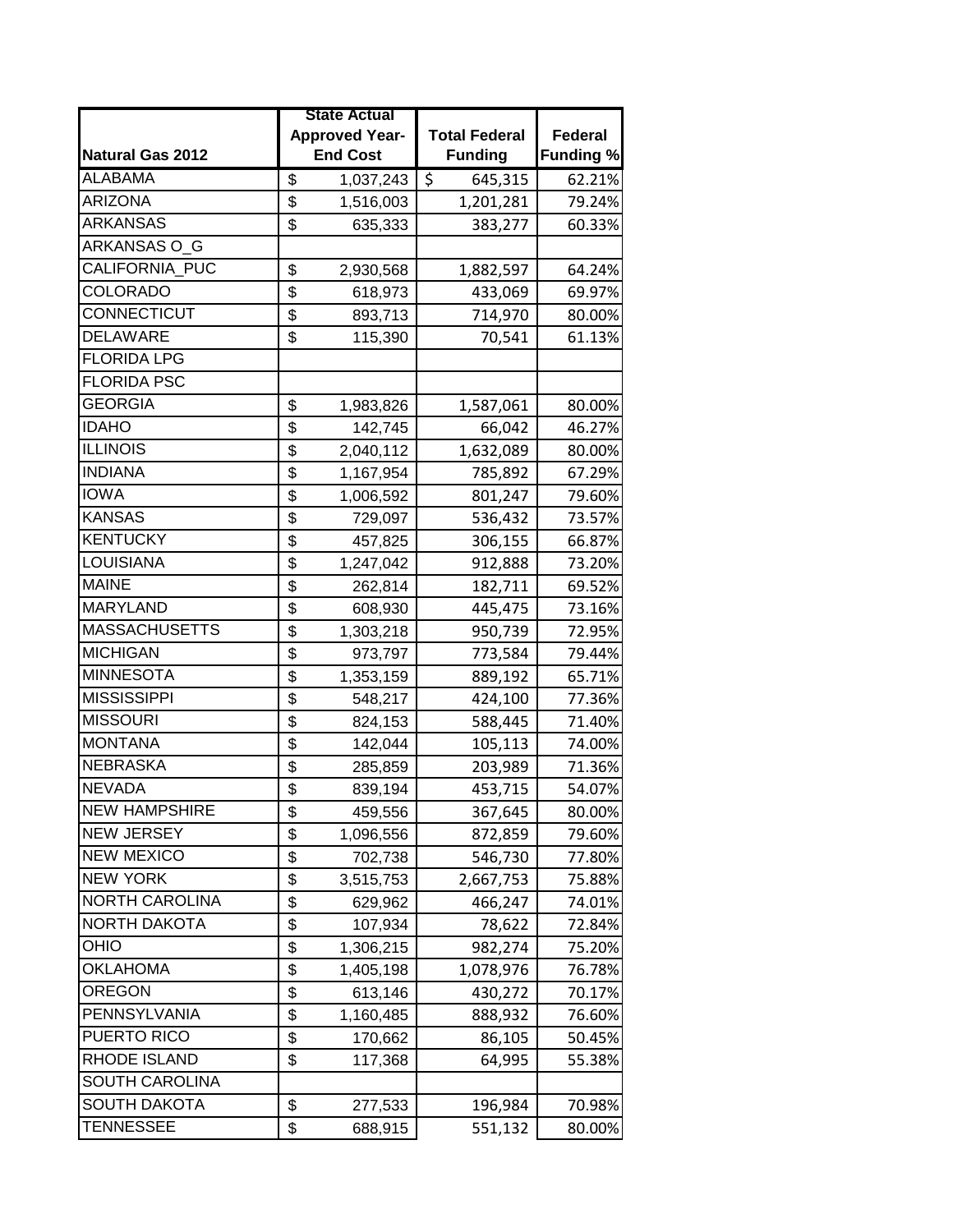| Natural Gas 2012 | State Actual Approved Year-End Cost | Total Federal Funding | Federal Funding % |
|---|---|---|---|
| ALABAMA | $ 1,037,243 | $ 645,315 | 62.21% |
| ARIZONA | $ 1,516,003 | 1,201,281 | 79.24% |
| ARKANSAS | $ 635,333 | 383,277 | 60.33% |
| ARKANSAS O_G | | | |
| CALIFORNIA_PUC | $ 2,930,568 | 1,882,597 | 64.24% |
| COLORADO | $ 618,973 | 433,069 | 69.97% |
| CONNECTICUT | $ 893,713 | 714,970 | 80.00% |
| DELAWARE | $ 115,390 | 70,541 | 61.13% |
| FLORIDA LPG | | | |
| FLORIDA PSC | | | |
| GEORGIA | $ 1,983,826 | 1,587,061 | 80.00% |
| IDAHO | $ 142,745 | 66,042 | 46.27% |
| ILLINOIS | $ 2,040,112 | 1,632,089 | 80.00% |
| INDIANA | $ 1,167,954 | 785,892 | 67.29% |
| IOWA | $ 1,006,592 | 801,247 | 79.60% |
| KANSAS | $ 729,097 | 536,432 | 73.57% |
| KENTUCKY | $ 457,825 | 306,155 | 66.87% |
| LOUISIANA | $ 1,247,042 | 912,888 | 73.20% |
| MAINE | $ 262,814 | 182,711 | 69.52% |
| MARYLAND | $ 608,930 | 445,475 | 73.16% |
| MASSACHUSETTS | $ 1,303,218 | 950,739 | 72.95% |
| MICHIGAN | $ 973,797 | 773,584 | 79.44% |
| MINNESOTA | $ 1,353,159 | 889,192 | 65.71% |
| MISSISSIPPI | $ 548,217 | 424,100 | 77.36% |
| MISSOURI | $ 824,153 | 588,445 | 71.40% |
| MONTANA | $ 142,044 | 105,113 | 74.00% |
| NEBRASKA | $ 285,859 | 203,989 | 71.36% |
| NEVADA | $ 839,194 | 453,715 | 54.07% |
| NEW HAMPSHIRE | $ 459,556 | 367,645 | 80.00% |
| NEW JERSEY | $ 1,096,556 | 872,859 | 79.60% |
| NEW MEXICO | $ 702,738 | 546,730 | 77.80% |
| NEW YORK | $ 3,515,753 | 2,667,753 | 75.88% |
| NORTH CAROLINA | $ 629,962 | 466,247 | 74.01% |
| NORTH DAKOTA | $ 107,934 | 78,622 | 72.84% |
| OHIO | $ 1,306,215 | 982,274 | 75.20% |
| OKLAHOMA | $ 1,405,198 | 1,078,976 | 76.78% |
| OREGON | $ 613,146 | 430,272 | 70.17% |
| PENNSYLVANIA | $ 1,160,485 | 888,932 | 76.60% |
| PUERTO RICO | $ 170,662 | 86,105 | 50.45% |
| RHODE ISLAND | $ 117,368 | 64,995 | 55.38% |
| SOUTH CAROLINA | | | |
| SOUTH DAKOTA | $ 277,533 | 196,984 | 70.98% |
| TENNESSEE | $ 688,915 | 551,132 | 80.00% |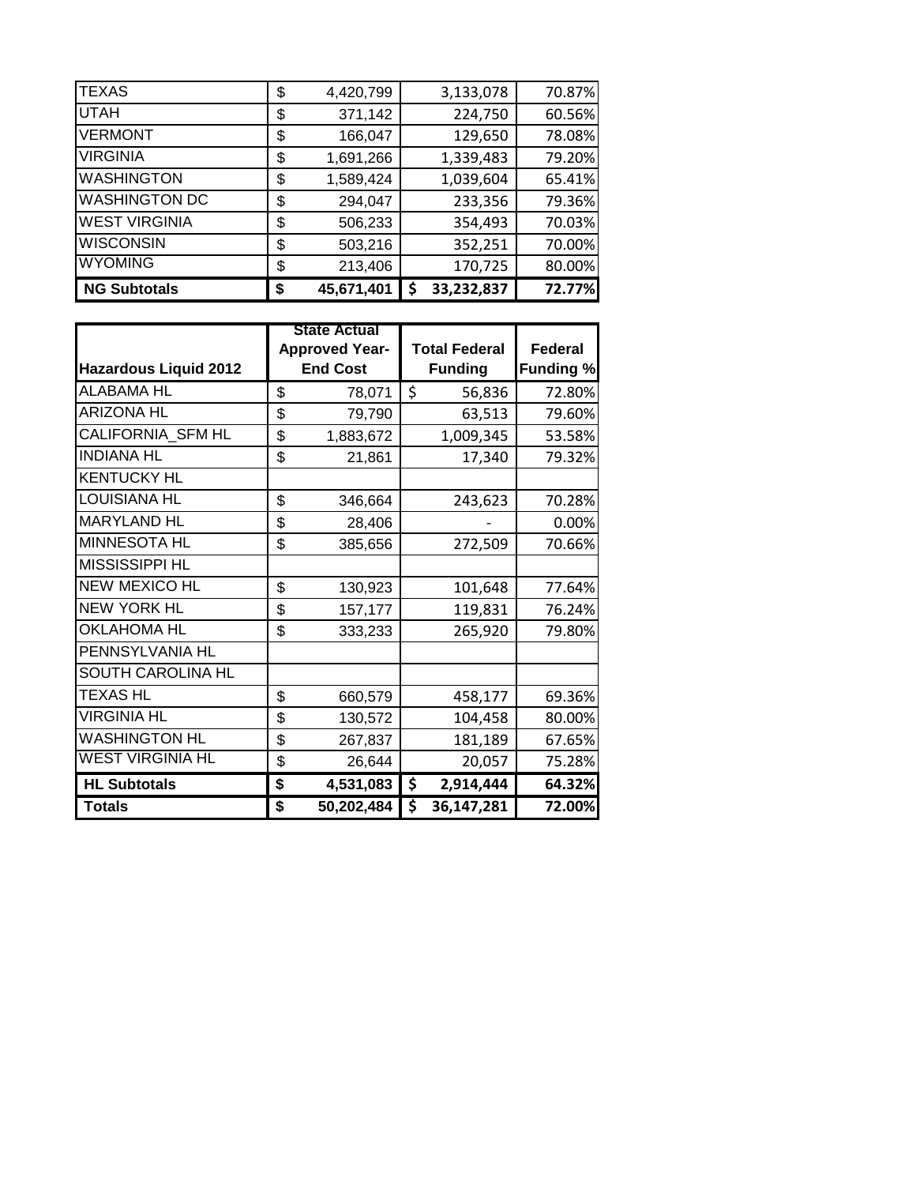| | | | |
|---|---|---|---|
| TEXAS | $ 4,420,799 | 3,133,078 | 70.87% |
| UTAH | $ 371,142 | 224,750 | 60.56% |
| VERMONT | $ 166,047 | 129,650 | 78.08% |
| VIRGINIA | $ 1,691,266 | 1,339,483 | 79.20% |
| WASHINGTON | $ 1,589,424 | 1,039,604 | 65.41% |
| WASHINGTON DC | $ 294,047 | 233,356 | 79.36% |
| WEST VIRGINIA | $ 506,233 | 354,493 | 70.03% |
| WISCONSIN | $ 503,216 | 352,251 | 70.00% |
| WYOMING | $ 213,406 | 170,725 | 80.00% |
| **NG Subtotals** | **$ 45,671,401** | **$ 33,232,837** | **72.77%** |

| Hazardous Liquid 2012 | State Actual Approved Year-End Cost | Total Federal Funding | Federal Funding % |
|---|---|---|---|
| ALABAMA HL | $ 78,071 | $ 56,836 | 72.80% |
| ARIZONA HL | $ 79,790 | 63,513 | 79.60% |
| CALIFORNIA_SFM HL | $ 1,883,672 | 1,009,345 | 53.58% |
| INDIANA HL | $ 21,861 | 17,340 | 79.32% |
| KENTUCKY HL | | | |
| LOUISIANA HL | $ 346,664 | 243,623 | 70.28% |
| MARYLAND HL | $ 28,406 | - | 0.00% |
| MINNESOTA HL | $ 385,656 | 272,509 | 70.66% |
| MISSISSIPPI HL | | | |
| NEW MEXICO HL | $ 130,923 | 101,648 | 77.64% |
| NEW YORK HL | $ 157,177 | 119,831 | 76.24% |
| OKLAHOMA HL | $ 333,233 | 265,920 | 79.80% |
| PENNSYLVANIA HL | | | |
| SOUTH CAROLINA HL | | | |
| TEXAS HL | $ 660,579 | 458,177 | 69.36% |
| VIRGINIA HL | $ 130,572 | 104,458 | 80.00% |
| WASHINGTON HL | $ 267,837 | 181,189 | 67.65% |
| WEST VIRGINIA HL | $ 26,644 | 20,057 | 75.28% |
| **HL Subtotals** | **$ 4,531,083** | **$ 2,914,444** | **64.32%** |
| **Totals** | **$ 50,202,484** | **$ 36,147,281** | **72.00%** |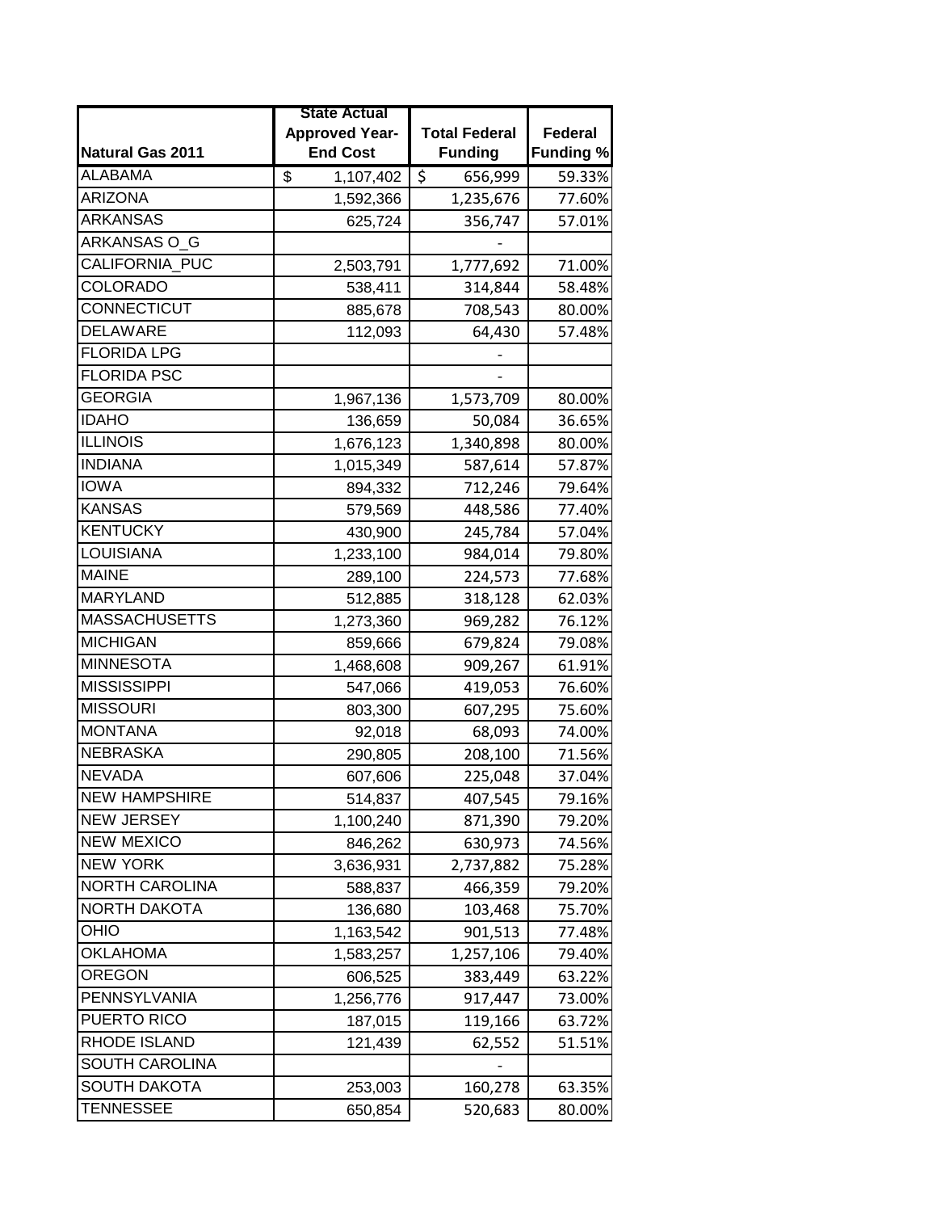| Natural Gas 2011 | State Actual Approved Year-End Cost | Total Federal Funding | Federal Funding % |
|---|---|---|---|
| ALABAMA | $ 1,107,402 | $ 656,999 | 59.33% |
| ARIZONA | 1,592,366 | 1,235,676 | 77.60% |
| ARKANSAS | 625,724 | 356,747 | 57.01% |
| ARKANSAS O_G | | - | |
| CALIFORNIA_PUC | 2,503,791 | 1,777,692 | 71.00% |
| COLORADO | 538,411 | 314,844 | 58.48% |
| CONNECTICUT | 885,678 | 708,543 | 80.00% |
| DELAWARE | 112,093 | 64,430 | 57.48% |
| FLORIDA LPG | | - | |
| FLORIDA PSC | | - | |
| GEORGIA | 1,967,136 | 1,573,709 | 80.00% |
| IDAHO | 136,659 | 50,084 | 36.65% |
| ILLINOIS | 1,676,123 | 1,340,898 | 80.00% |
| INDIANA | 1,015,349 | 587,614 | 57.87% |
| IOWA | 894,332 | 712,246 | 79.64% |
| KANSAS | 579,569 | 448,586 | 77.40% |
| KENTUCKY | 430,900 | 245,784 | 57.04% |
| LOUISIANA | 1,233,100 | 984,014 | 79.80% |
| MAINE | 289,100 | 224,573 | 77.68% |
| MARYLAND | 512,885 | 318,128 | 62.03% |
| MASSACHUSETTS | 1,273,360 | 969,282 | 76.12% |
| MICHIGAN | 859,666 | 679,824 | 79.08% |
| MINNESOTA | 1,468,608 | 909,267 | 61.91% |
| MISSISSIPPI | 547,066 | 419,053 | 76.60% |
| MISSOURI | 803,300 | 607,295 | 75.60% |
| MONTANA | 92,018 | 68,093 | 74.00% |
| NEBRASKA | 290,805 | 208,100 | 71.56% |
| NEVADA | 607,606 | 225,048 | 37.04% |
| NEW HAMPSHIRE | 514,837 | 407,545 | 79.16% |
| NEW JERSEY | 1,100,240 | 871,390 | 79.20% |
| NEW MEXICO | 846,262 | 630,973 | 74.56% |
| NEW YORK | 3,636,931 | 2,737,882 | 75.28% |
| NORTH CAROLINA | 588,837 | 466,359 | 79.20% |
| NORTH DAKOTA | 136,680 | 103,468 | 75.70% |
| OHIO | 1,163,542 | 901,513 | 77.48% |
| OKLAHOMA | 1,583,257 | 1,257,106 | 79.40% |
| OREGON | 606,525 | 383,449 | 63.22% |
| PENNSYLVANIA | 1,256,776 | 917,447 | 73.00% |
| PUERTO RICO | 187,015 | 119,166 | 63.72% |
| RHODE ISLAND | 121,439 | 62,552 | 51.51% |
| SOUTH CAROLINA | | - | |
| SOUTH DAKOTA | 253,003 | 160,278 | 63.35% |
| TENNESSEE | 650,854 | 520,683 | 80.00% |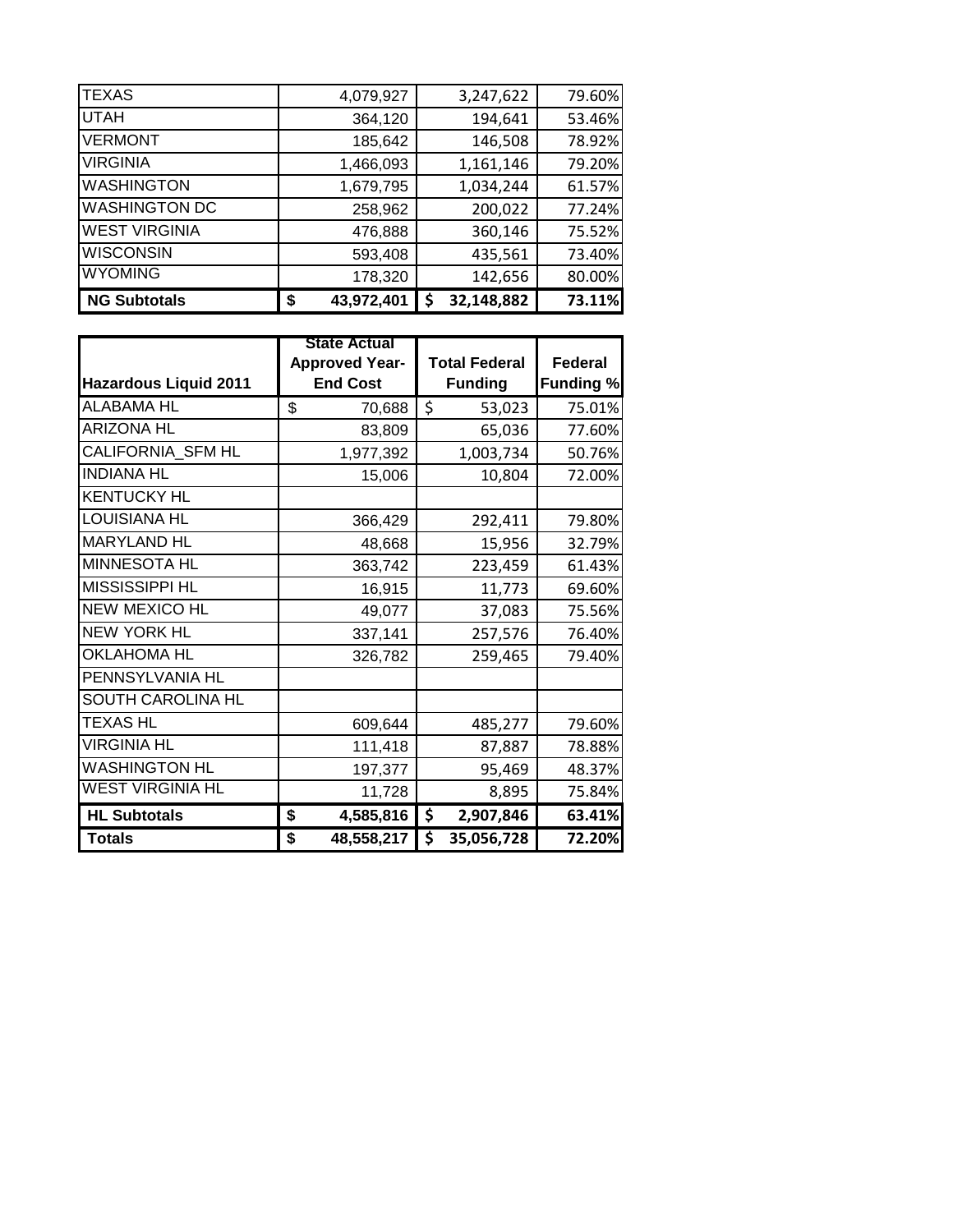| | | | |
|---|---|---|---|
| TEXAS | 4,079,927 | 3,247,622 | 79.60% |
| UTAH | 364,120 | 194,641 | 53.46% |
| VERMONT | 185,642 | 146,508 | 78.92% |
| VIRGINIA | 1,466,093 | 1,161,146 | 79.20% |
| WASHINGTON | 1,679,795 | 1,034,244 | 61.57% |
| WASHINGTON DC | 258,962 | 200,022 | 77.24% |
| WEST VIRGINIA | 476,888 | 360,146 | 75.52% |
| WISCONSIN | 593,408 | 435,561 | 73.40% |
| WYOMING | 178,320 | 142,656 | 80.00% |
| **NG Subtotals** | **$ 43,972,401** | **$ 32,148,882** | **73.11%** |

| Hazardous Liquid 2011 | State Actual Approved Year-End Cost | Total Federal Funding | Federal Funding % |
|---|---|---|---|
| ALABAMA HL | $ 70,688 | $ 53,023 | 75.01% |
| ARIZONA HL | 83,809 | 65,036 | 77.60% |
| CALIFORNIA_SFM HL | 1,977,392 | 1,003,734 | 50.76% |
| INDIANA HL | 15,006 | 10,804 | 72.00% |
| KENTUCKY HL | | | |
| LOUISIANA HL | 366,429 | 292,411 | 79.80% |
| MARYLAND HL | 48,668 | 15,956 | 32.79% |
| MINNESOTA HL | 363,742 | 223,459 | 61.43% |
| MISSISSIPPI HL | 16,915 | 11,773 | 69.60% |
| NEW MEXICO HL | 49,077 | 37,083 | 75.56% |
| NEW YORK HL | 337,141 | 257,576 | 76.40% |
| OKLAHOMA HL | 326,782 | 259,465 | 79.40% |
| PENNSYLVANIA HL | | | |
| SOUTH CAROLINA HL | | | |
| TEXAS HL | 609,644 | 485,277 | 79.60% |
| VIRGINIA HL | 111,418 | 87,887 | 78.88% |
| WASHINGTON HL | 197,377 | 95,469 | 48.37% |
| WEST VIRGINIA HL | 11,728 | 8,895 | 75.84% |
| **HL Subtotals** | **$ 4,585,816** | **$ 2,907,846** | **63.41%** |
| **Totals** | **$ 48,558,217** | **$ 35,056,728** | **72.20%** |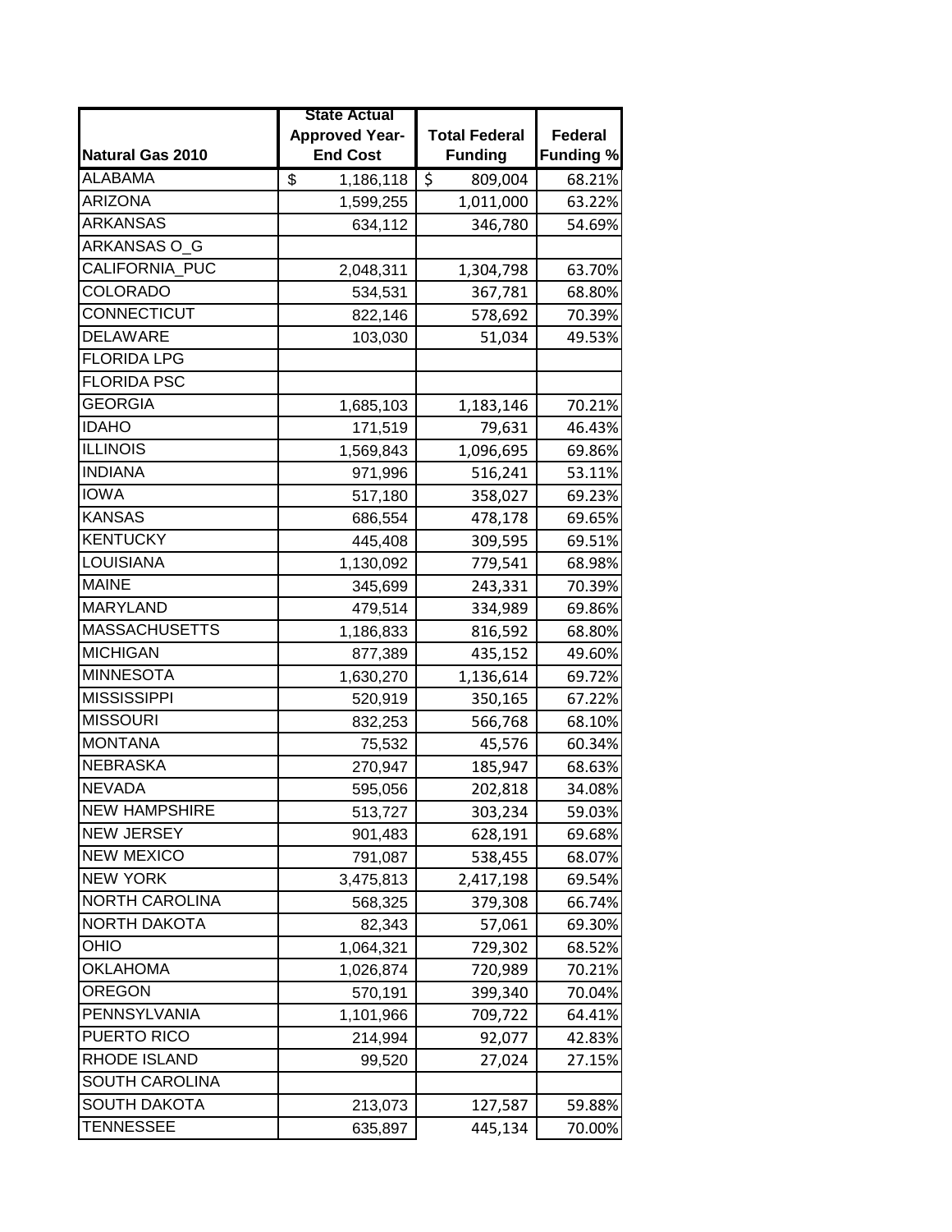| Natural Gas 2010 | State Actual Approved Year-End Cost | Total Federal Funding | Federal Funding % |
|---|---|---|---|
| ALABAMA | $ 1,186,118 | $ 809,004 | 68.21% |
| ARIZONA | 1,599,255 | 1,011,000 | 63.22% |
| ARKANSAS | 634,112 | 346,780 | 54.69% |
| ARKANSAS O_G | | | |
| CALIFORNIA_PUC | 2,048,311 | 1,304,798 | 63.70% |
| COLORADO | 534,531 | 367,781 | 68.80% |
| CONNECTICUT | 822,146 | 578,692 | 70.39% |
| DELAWARE | 103,030 | 51,034 | 49.53% |
| FLORIDA LPG | | | |
| FLORIDA PSC | | | |
| GEORGIA | 1,685,103 | 1,183,146 | 70.21% |
| IDAHO | 171,519 | 79,631 | 46.43% |
| ILLINOIS | 1,569,843 | 1,096,695 | 69.86% |
| INDIANA | 971,996 | 516,241 | 53.11% |
| IOWA | 517,180 | 358,027 | 69.23% |
| KANSAS | 686,554 | 478,178 | 69.65% |
| KENTUCKY | 445,408 | 309,595 | 69.51% |
| LOUISIANA | 1,130,092 | 779,541 | 68.98% |
| MAINE | 345,699 | 243,331 | 70.39% |
| MARYLAND | 479,514 | 334,989 | 69.86% |
| MASSACHUSETTS | 1,186,833 | 816,592 | 68.80% |
| MICHIGAN | 877,389 | 435,152 | 49.60% |
| MINNESOTA | 1,630,270 | 1,136,614 | 69.72% |
| MISSISSIPPI | 520,919 | 350,165 | 67.22% |
| MISSOURI | 832,253 | 566,768 | 68.10% |
| MONTANA | 75,532 | 45,576 | 60.34% |
| NEBRASKA | 270,947 | 185,947 | 68.63% |
| NEVADA | 595,056 | 202,818 | 34.08% |
| NEW HAMPSHIRE | 513,727 | 303,234 | 59.03% |
| NEW JERSEY | 901,483 | 628,191 | 69.68% |
| NEW MEXICO | 791,087 | 538,455 | 68.07% |
| NEW YORK | 3,475,813 | 2,417,198 | 69.54% |
| NORTH CAROLINA | 568,325 | 379,308 | 66.74% |
| NORTH DAKOTA | 82,343 | 57,061 | 69.30% |
| OHIO | 1,064,321 | 729,302 | 68.52% |
| OKLAHOMA | 1,026,874 | 720,989 | 70.21% |
| OREGON | 570,191 | 399,340 | 70.04% |
| PENNSYLVANIA | 1,101,966 | 709,722 | 64.41% |
| PUERTO RICO | 214,994 | 92,077 | 42.83% |
| RHODE ISLAND | 99,520 | 27,024 | 27.15% |
| SOUTH CAROLINA | | | |
| SOUTH DAKOTA | 213,073 | 127,587 | 59.88% |
| TENNESSEE | 635,897 | 445,134 | 70.00% |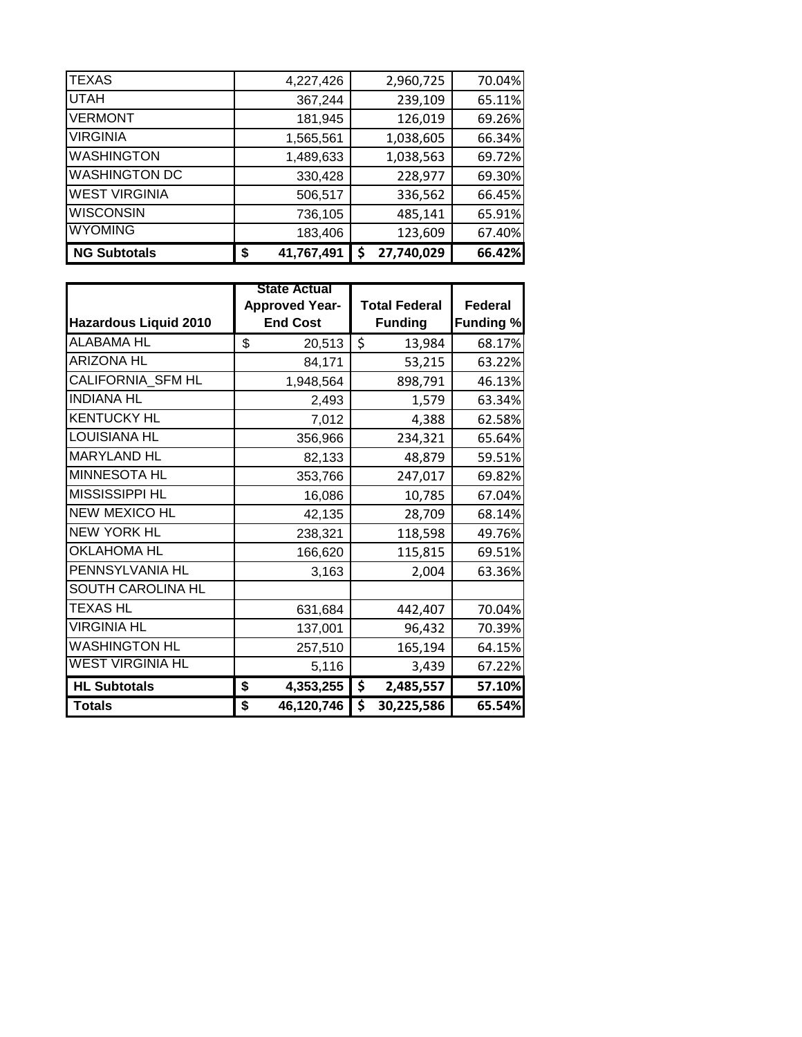| | | | |
|---|---|---|---|
| TEXAS | 4,227,426 | 2,960,725 | 70.04% |
| UTAH | 367,244 | 239,109 | 65.11% |
| VERMONT | 181,945 | 126,019 | 69.26% |
| VIRGINIA | 1,565,561 | 1,038,605 | 66.34% |
| WASHINGTON | 1,489,633 | 1,038,563 | 69.72% |
| WASHINGTON DC | 330,428 | 228,977 | 69.30% |
| WEST VIRGINIA | 506,517 | 336,562 | 66.45% |
| WISCONSIN | 736,105 | 485,141 | 65.91% |
| WYOMING | 183,406 | 123,609 | 67.40% |
| **NG Subtotals** | **$ 41,767,491** | **$ 27,740,029** | **66.42%** |

| Hazardous Liquid 2010 | State Actual Approved Year-End Cost | Total Federal Funding | Federal Funding % |
|---|---|---|---|
| ALABAMA HL | $ 20,513 | $ 13,984 | 68.17% |
| ARIZONA HL | 84,171 | 53,215 | 63.22% |
| CALIFORNIA_SFM HL | 1,948,564 | 898,791 | 46.13% |
| INDIANA HL | 2,493 | 1,579 | 63.34% |
| KENTUCKY HL | 7,012 | 4,388 | 62.58% |
| LOUISIANA HL | 356,966 | 234,321 | 65.64% |
| MARYLAND HL | 82,133 | 48,879 | 59.51% |
| MINNESOTA HL | 353,766 | 247,017 | 69.82% |
| MISSISSIPPI HL | 16,086 | 10,785 | 67.04% |
| NEW MEXICO HL | 42,135 | 28,709 | 68.14% |
| NEW YORK HL | 238,321 | 118,598 | 49.76% |
| OKLAHOMA HL | 166,620 | 115,815 | 69.51% |
| PENNSYLVANIA HL | 3,163 | 2,004 | 63.36% |
| SOUTH CAROLINA HL | | | |
| TEXAS HL | 631,684 | 442,407 | 70.04% |
| VIRGINIA HL | 137,001 | 96,432 | 70.39% |
| WASHINGTON HL | 257,510 | 165,194 | 64.15% |
| WEST VIRGINIA HL | 5,116 | 3,439 | 67.22% |
| **HL Subtotals** | **$ 4,353,255** | **$ 2,485,557** | **57.10%** |
| **Totals** | **$ 46,120,746** | **$ 30,225,586** | **65.54%** |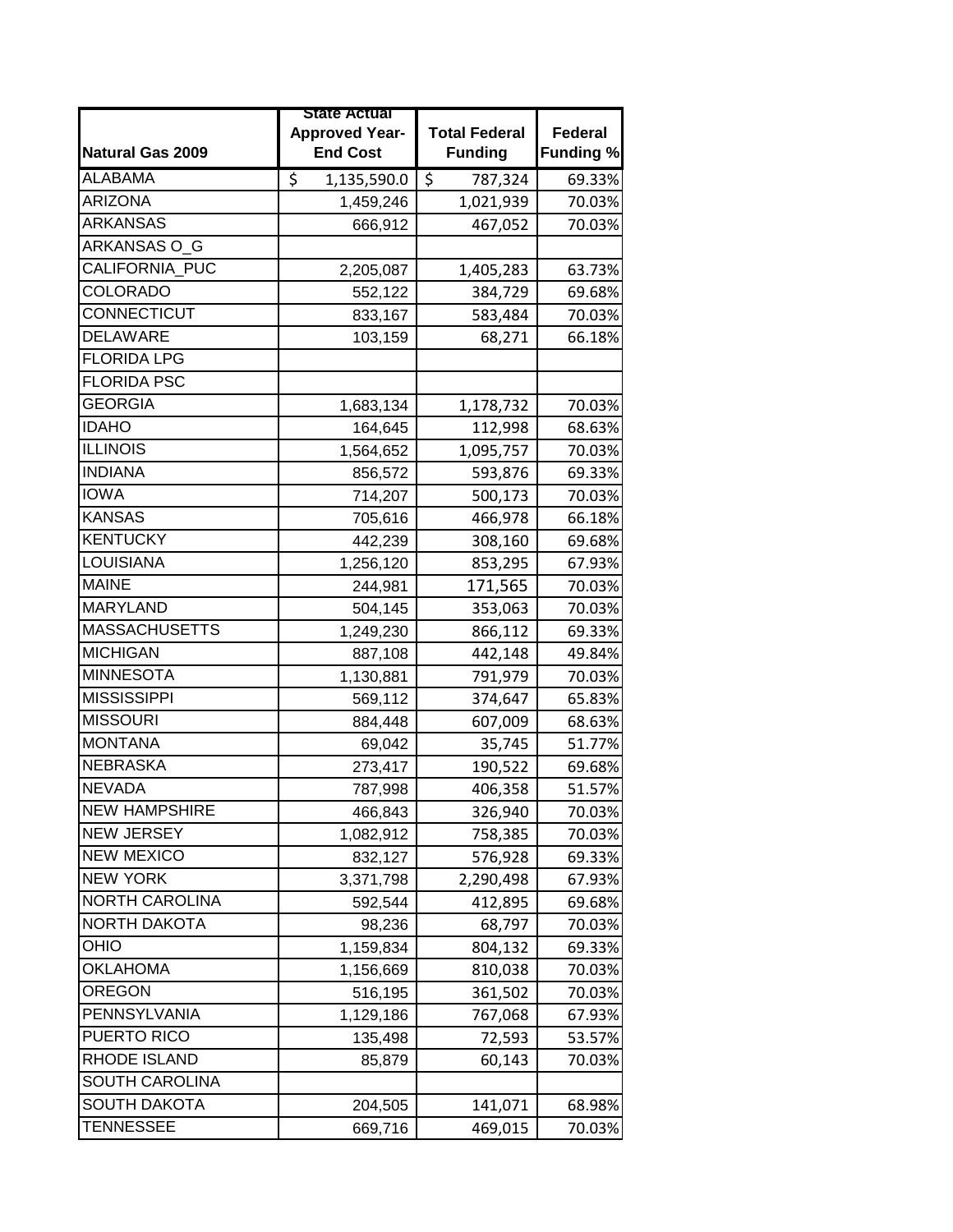| Natural Gas 2009 | State Actual Approved Year-End Cost | Total Federal Funding | Federal Funding % |
|---|---|---|---|
| ALABAMA | $ 1,135,590.0 | $ 787,324 | 69.33% |
| ARIZONA | 1,459,246 | 1,021,939 | 70.03% |
| ARKANSAS | 666,912 | 467,052 | 70.03% |
| ARKANSAS O_G | | | |
| CALIFORNIA_PUC | 2,205,087 | 1,405,283 | 63.73% |
| COLORADO | 552,122 | 384,729 | 69.68% |
| CONNECTICUT | 833,167 | 583,484 | 70.03% |
| DELAWARE | 103,159 | 68,271 | 66.18% |
| FLORIDA LPG | | | |
| FLORIDA PSC | | | |
| GEORGIA | 1,683,134 | 1,178,732 | 70.03% |
| IDAHO | 164,645 | 112,998 | 68.63% |
| ILLINOIS | 1,564,652 | 1,095,757 | 70.03% |
| INDIANA | 856,572 | 593,876 | 69.33% |
| IOWA | 714,207 | 500,173 | 70.03% |
| KANSAS | 705,616 | 466,978 | 66.18% |
| KENTUCKY | 442,239 | 308,160 | 69.68% |
| LOUISIANA | 1,256,120 | 853,295 | 67.93% |
| MAINE | 244,981 | 171,565 | 70.03% |
| MARYLAND | 504,145 | 353,063 | 70.03% |
| MASSACHUSETTS | 1,249,230 | 866,112 | 69.33% |
| MICHIGAN | 887,108 | 442,148 | 49.84% |
| MINNESOTA | 1,130,881 | 791,979 | 70.03% |
| MISSISSIPPI | 569,112 | 374,647 | 65.83% |
| MISSOURI | 884,448 | 607,009 | 68.63% |
| MONTANA | 69,042 | 35,745 | 51.77% |
| NEBRASKA | 273,417 | 190,522 | 69.68% |
| NEVADA | 787,998 | 406,358 | 51.57% |
| NEW HAMPSHIRE | 466,843 | 326,940 | 70.03% |
| NEW JERSEY | 1,082,912 | 758,385 | 70.03% |
| NEW MEXICO | 832,127 | 576,928 | 69.33% |
| NEW YORK | 3,371,798 | 2,290,498 | 67.93% |
| NORTH CAROLINA | 592,544 | 412,895 | 69.68% |
| NORTH DAKOTA | 98,236 | 68,797 | 70.03% |
| OHIO | 1,159,834 | 804,132 | 69.33% |
| OKLAHOMA | 1,156,669 | 810,038 | 70.03% |
| OREGON | 516,195 | 361,502 | 70.03% |
| PENNSYLVANIA | 1,129,186 | 767,068 | 67.93% |
| PUERTO RICO | 135,498 | 72,593 | 53.57% |
| RHODE ISLAND | 85,879 | 60,143 | 70.03% |
| SOUTH CAROLINA | | | |
| SOUTH DAKOTA | 204,505 | 141,071 | 68.98% |
| TENNESSEE | 669,716 | 469,015 | 70.03% |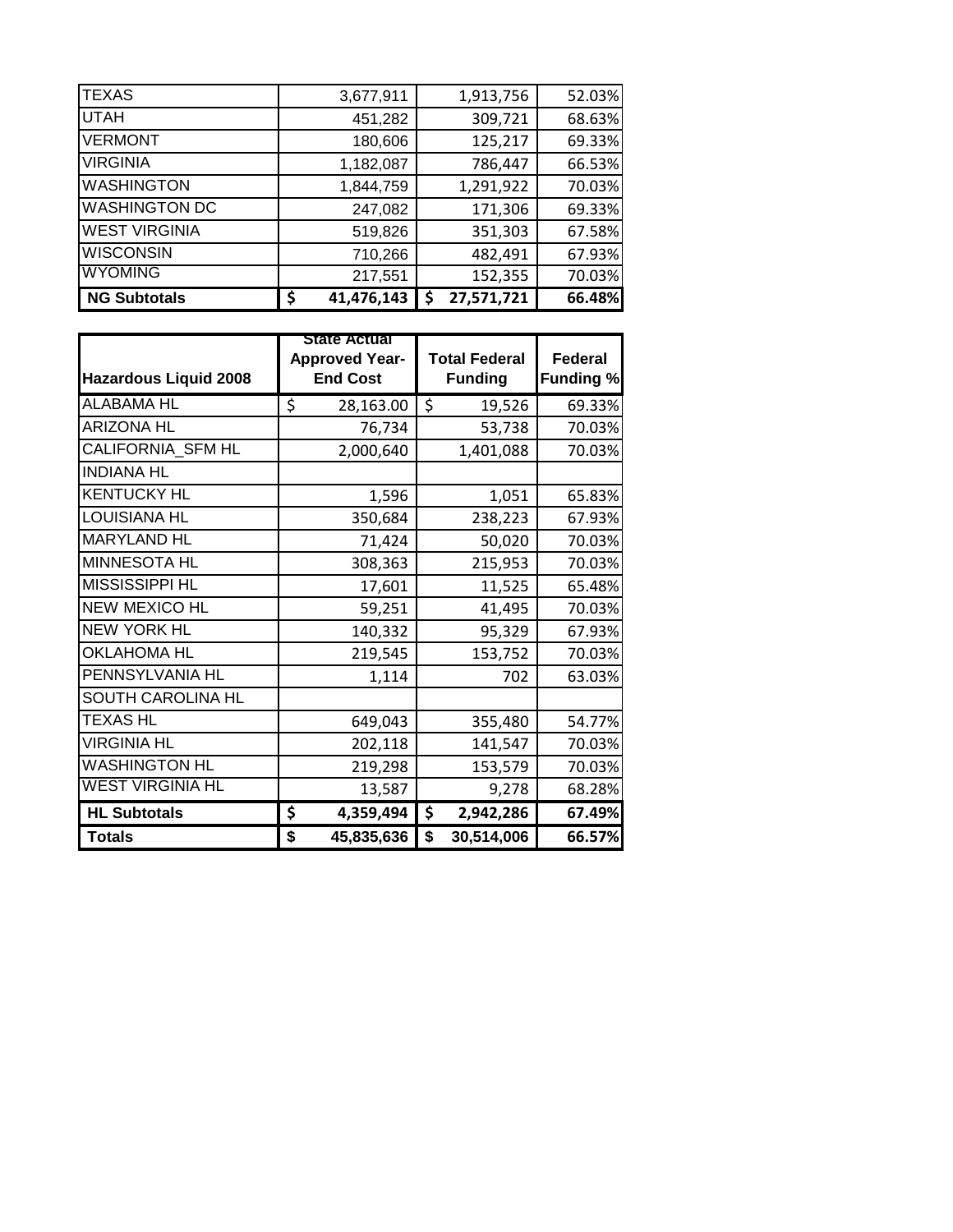| | | | |
|---|---|---|---|
| TEXAS | 3,677,911 | 1,913,756 | 52.03% |
| UTAH | 451,282 | 309,721 | 68.63% |
| VERMONT | 180,606 | 125,217 | 69.33% |
| VIRGINIA | 1,182,087 | 786,447 | 66.53% |
| WASHINGTON | 1,844,759 | 1,291,922 | 70.03% |
| WASHINGTON DC | 247,082 | 171,306 | 69.33% |
| WEST VIRGINIA | 519,826 | 351,303 | 67.58% |
| WISCONSIN | 710,266 | 482,491 | 67.93% |
| WYOMING | 217,551 | 152,355 | 70.03% |
| **NG Subtotals** | **$ 41,476,143** | **$ 27,571,721** | **66.48%** |

| Hazardous Liquid 2008 | State Actual Approved Year-End Cost | Total Federal Funding | Federal Funding % |
|---|---|---|---|
| ALABAMA HL | $ 28,163.00 | $ 19,526 | 69.33% |
| ARIZONA HL | 76,734 | 53,738 | 70.03% |
| CALIFORNIA_SFM HL | 2,000,640 | 1,401,088 | 70.03% |
| INDIANA HL | | | |
| KENTUCKY HL | 1,596 | 1,051 | 65.83% |
| LOUISIANA HL | 350,684 | 238,223 | 67.93% |
| MARYLAND HL | 71,424 | 50,020 | 70.03% |
| MINNESOTA HL | 308,363 | 215,953 | 70.03% |
| MISSISSIPPI HL | 17,601 | 11,525 | 65.48% |
| NEW MEXICO HL | 59,251 | 41,495 | 70.03% |
| NEW YORK HL | 140,332 | 95,329 | 67.93% |
| OKLAHOMA HL | 219,545 | 153,752 | 70.03% |
| PENNSYLVANIA HL | 1,114 | 702 | 63.03% |
| SOUTH CAROLINA HL | | | |
| TEXAS HL | 649,043 | 355,480 | 54.77% |
| VIRGINIA HL | 202,118 | 141,547 | 70.03% |
| WASHINGTON HL | 219,298 | 153,579 | 70.03% |
| WEST VIRGINIA HL | 13,587 | 9,278 | 68.28% |
| **HL Subtotals** | **$ 4,359,494** | **$ 2,942,286** | **67.49%** |
| **Totals** | **$ 45,835,636** | **$ 30,514,006** | **66.57%** |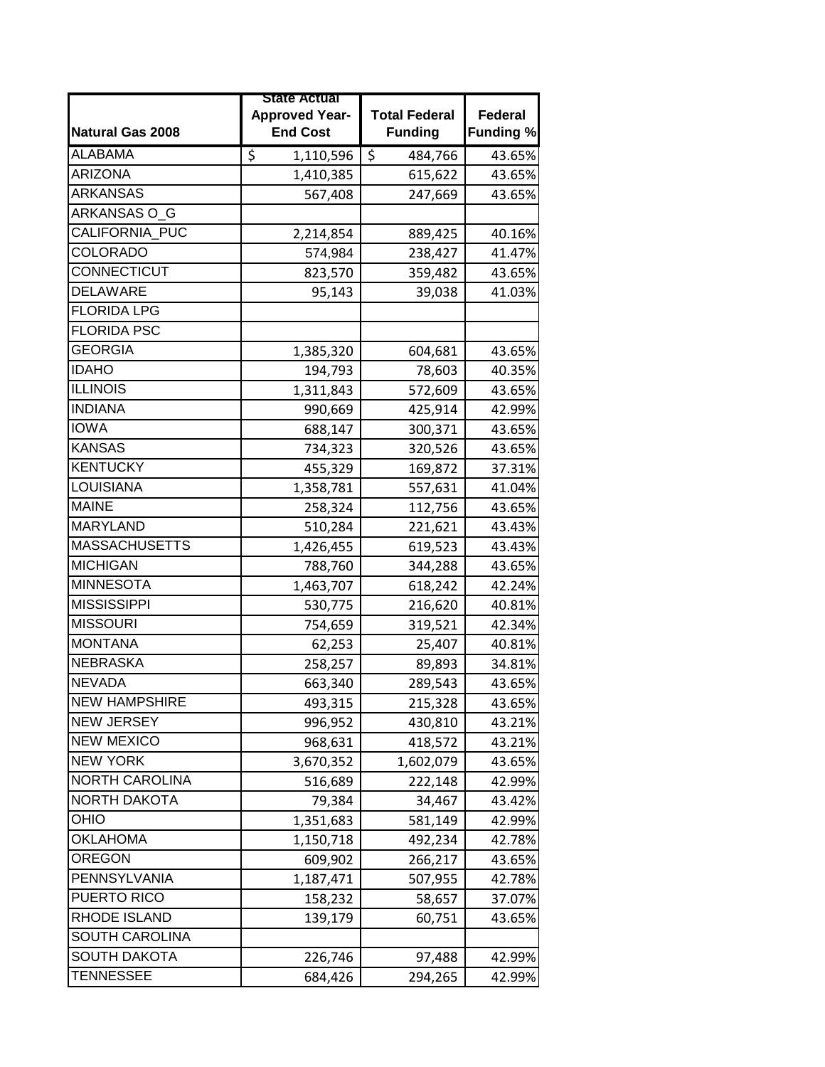| Natural Gas 2008 | State Actual Approved Year-End Cost | Total Federal Funding | Federal Funding % |
|---|---|---|---|
| ALABAMA | $ 1,110,596 | $ 484,766 | 43.65% |
| ARIZONA | 1,410,385 | 615,622 | 43.65% |
| ARKANSAS | 567,408 | 247,669 | 43.65% |
| ARKANSAS O_G | | | |
| CALIFORNIA_PUC | 2,214,854 | 889,425 | 40.16% |
| COLORADO | 574,984 | 238,427 | 41.47% |
| CONNECTICUT | 823,570 | 359,482 | 43.65% |
| DELAWARE | 95,143 | 39,038 | 41.03% |
| FLORIDA LPG | | | |
| FLORIDA PSC | | | |
| GEORGIA | 1,385,320 | 604,681 | 43.65% |
| IDAHO | 194,793 | 78,603 | 40.35% |
| ILLINOIS | 1,311,843 | 572,609 | 43.65% |
| INDIANA | 990,669 | 425,914 | 42.99% |
| IOWA | 688,147 | 300,371 | 43.65% |
| KANSAS | 734,323 | 320,526 | 43.65% |
| KENTUCKY | 455,329 | 169,872 | 37.31% |
| LOUISIANA | 1,358,781 | 557,631 | 41.04% |
| MAINE | 258,324 | 112,756 | 43.65% |
| MARYLAND | 510,284 | 221,621 | 43.43% |
| MASSACHUSETTS | 1,426,455 | 619,523 | 43.43% |
| MICHIGAN | 788,760 | 344,288 | 43.65% |
| MINNESOTA | 1,463,707 | 618,242 | 42.24% |
| MISSISSIPPI | 530,775 | 216,620 | 40.81% |
| MISSOURI | 754,659 | 319,521 | 42.34% |
| MONTANA | 62,253 | 25,407 | 40.81% |
| NEBRASKA | 258,257 | 89,893 | 34.81% |
| NEVADA | 663,340 | 289,543 | 43.65% |
| NEW HAMPSHIRE | 493,315 | 215,328 | 43.65% |
| NEW JERSEY | 996,952 | 430,810 | 43.21% |
| NEW MEXICO | 968,631 | 418,572 | 43.21% |
| NEW YORK | 3,670,352 | 1,602,079 | 43.65% |
| NORTH CAROLINA | 516,689 | 222,148 | 42.99% |
| NORTH DAKOTA | 79,384 | 34,467 | 43.42% |
| OHIO | 1,351,683 | 581,149 | 42.99% |
| OKLAHOMA | 1,150,718 | 492,234 | 42.78% |
| OREGON | 609,902 | 266,217 | 43.65% |
| PENNSYLVANIA | 1,187,471 | 507,955 | 42.78% |
| PUERTO RICO | 158,232 | 58,657 | 37.07% |
| RHODE ISLAND | 139,179 | 60,751 | 43.65% |
| SOUTH CAROLINA | | | |
| SOUTH DAKOTA | 226,746 | 97,488 | 42.99% |
| TENNESSEE | 684,426 | 294,265 | 42.99% |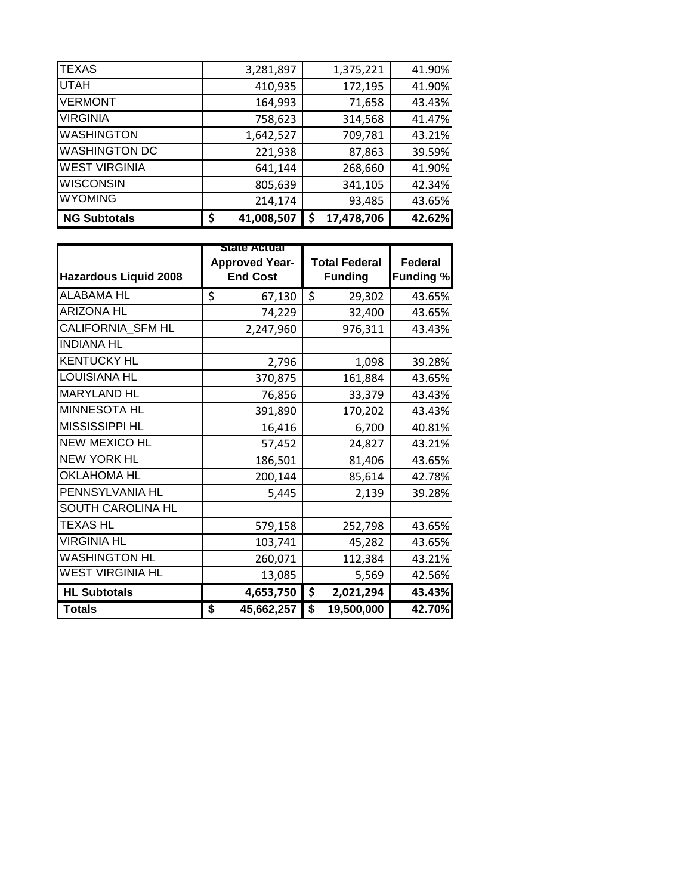| | | | |
|---|---|---|---|
| TEXAS | 3,281,897 | 1,375,221 | 41.90% |
| UTAH | 410,935 | 172,195 | 41.90% |
| VERMONT | 164,993 | 71,658 | 43.43% |
| VIRGINIA | 758,623 | 314,568 | 41.47% |
| WASHINGTON | 1,642,527 | 709,781 | 43.21% |
| WASHINGTON DC | 221,938 | 87,863 | 39.59% |
| WEST VIRGINIA | 641,144 | 268,660 | 41.90% |
| WISCONSIN | 805,639 | 341,105 | 42.34% |
| WYOMING | 214,174 | 93,485 | 43.65% |
| **NG Subtotals** | **$ 41,008,507** | **$ 17,478,706** | **42.62%** |

| Hazardous Liquid 2008 | State Actual Approved Year-End Cost | Total Federal Funding | Federal Funding % |
|---|---|---|---|
| ALABAMA HL | $ 67,130 | $ 29,302 | 43.65% |
| ARIZONA HL | 74,229 | 32,400 | 43.65% |
| CALIFORNIA_SFM HL | 2,247,960 | 976,311 | 43.43% |
| INDIANA HL | | | |
| KENTUCKY HL | 2,796 | 1,098 | 39.28% |
| LOUISIANA HL | 370,875 | 161,884 | 43.65% |
| MARYLAND HL | 76,856 | 33,379 | 43.43% |
| MINNESOTA HL | 391,890 | 170,202 | 43.43% |
| MISSISSIPPI HL | 16,416 | 6,700 | 40.81% |
| NEW MEXICO HL | 57,452 | 24,827 | 43.21% |
| NEW YORK HL | 186,501 | 81,406 | 43.65% |
| OKLAHOMA HL | 200,144 | 85,614 | 42.78% |
| PENNSYLVANIA HL | 5,445 | 2,139 | 39.28% |
| SOUTH CAROLINA HL | | | |
| TEXAS HL | 579,158 | 252,798 | 43.65% |
| VIRGINIA HL | 103,741 | 45,282 | 43.65% |
| WASHINGTON HL | 260,071 | 112,384 | 43.21% |
| WEST VIRGINIA HL | 13,085 | 5,569 | 42.56% |
| **HL Subtotals** | **4,653,750** | **$ 2,021,294** | **43.43%** |
| **Totals** | **$ 45,662,257** | **$ 19,500,000** | **42.70%** |